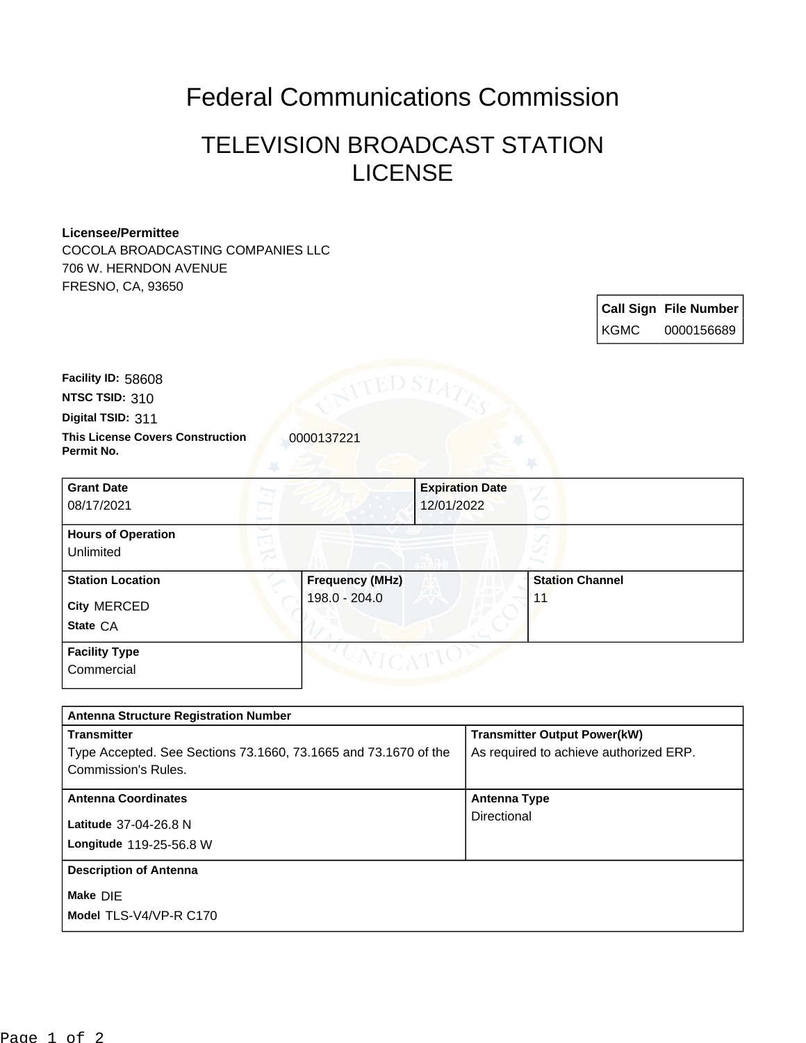# Federal Communications Commission

## TELEVISION BROADCAST STATION LICENSE

**Licensee/Permittee**
COCOLA BROADCASTING COMPANIES LLC
706 W. HERNDON AVENUE
FRESNO, CA, 93650

| Call Sign | File Number |
| --- | --- |
| KGMC | 0000156689 |

**Facility ID:** 58608
**NTSC TSID:** 310
**Digital TSID:** 311
**This License Covers Construction Permit No.** 0000137221

| Grant Date | Expiration Date |
| --- | --- |
| 08/17/2021 | 12/01/2022 |

**Hours of Operation**
Unlimited

| Station Location | Frequency (MHz) | Station Channel |
| --- | --- | --- |
| City MERCED<br>State CA | 198.0 - 204.0 | 11 |

**Facility Type**
Commercial

**Antenna Structure Registration Number**

| Transmitter | Transmitter Output Power(kW) |
| --- | --- |
| Type Accepted. See Sections 73.1660, 73.1665 and 73.1670 of the Commission's Rules. | As required to achieve authorized ERP. |

| Antenna Coordinates | Antenna Type |
| --- | --- |
| Latitude 37-04-26.8 N<br>Longitude 119-25-56.8 W | Directional |

**Description of Antenna**
Make DIE
Model TLS-V4/VP-R C170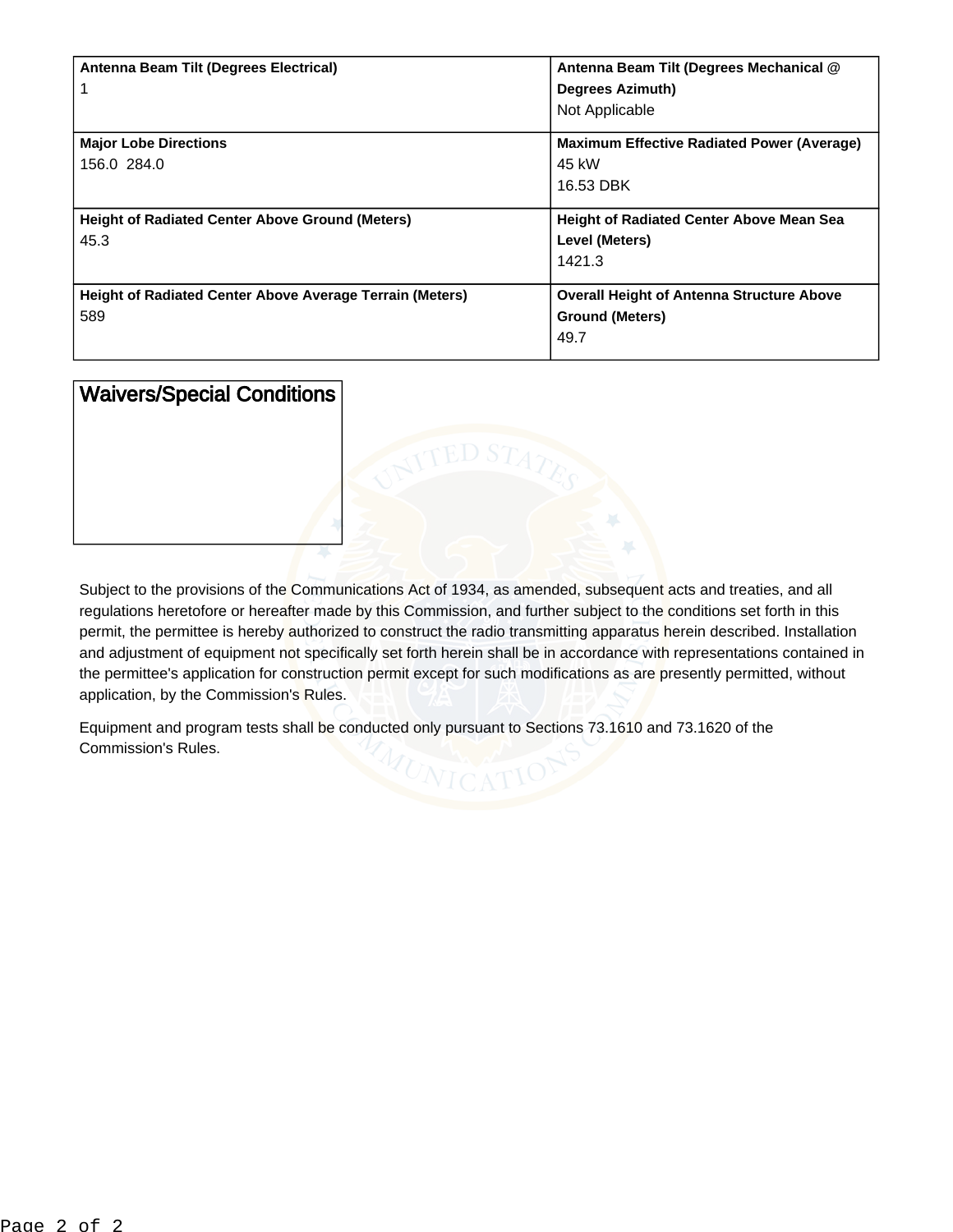| | |
|---|---|
| **Antenna Beam Tilt (Degrees Electrical)**<br>1 | **Antenna Beam Tilt (Degrees Mechanical @ Degrees Azimuth)**<br>Not Applicable |
| **Major Lobe Directions**<br>156.0 284.0 | **Maximum Effective Radiated Power (Average)**<br>45 kW<br>16.53 DBK |
| **Height of Radiated Center Above Ground (Meters)**<br>45.3 | **Height of Radiated Center Above Mean Sea Level (Meters)**<br>1421.3 |
| **Height of Radiated Center Above Average Terrain (Meters)**<br>589 | **Overall Height of Antenna Structure Above Ground (Meters)**<br>49.7 |

## Waivers/Special Conditions

Subject to the provisions of the Communications Act of 1934, as amended, subsequent acts and treaties, and all regulations heretofore or hereafter made by this Commission, and further subject to the conditions set forth in this permit, the permittee is hereby authorized to construct the radio transmitting apparatus herein described. Installation and adjustment of equipment not specifically set forth herein shall be in accordance with representations contained in the permittee's application for construction permit except for such modifications as are presently permitted, without application, by the Commission's Rules.

Equipment and program tests shall be conducted only pursuant to Sections 73.1610 and 73.1620 of the Commission's Rules.